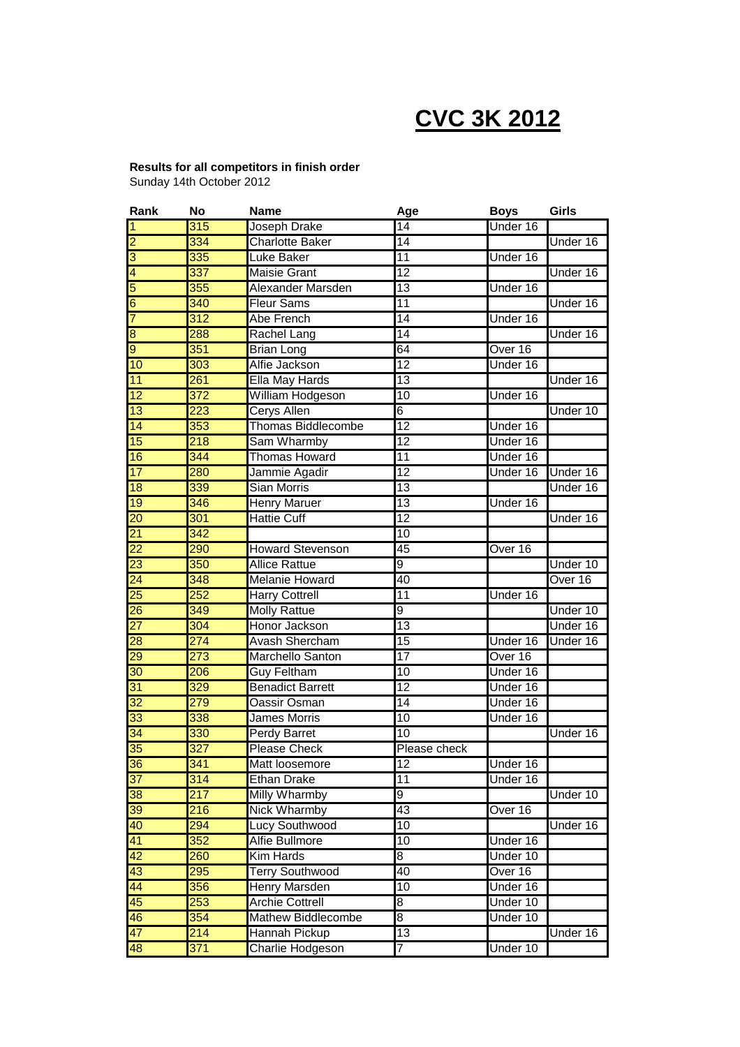# CVC 3K 2012

**Results for all competitors in finish order**
Sunday 14th October 2012

| Rank | No | Name | Age | Boys | Girls |
|---|---|---|---|---|---|
| 1 | 315 | Joseph Drake | 14 | Under 16 | |
| 2 | 334 | Charlotte Baker | 14 | | Under 16 |
| 3 | 335 | Luke Baker | 11 | Under 16 | |
| 4 | 337 | Maisie Grant | 12 | | Under 16 |
| 5 | 355 | Alexander Marsden | 13 | Under 16 | |
| 6 | 340 | Fleur Sams | 11 | | Under 16 |
| 7 | 312 | Abe French | 14 | Under 16 | |
| 8 | 288 | Rachel Lang | 14 | | Under 16 |
| 9 | 351 | Brian Long | 64 | Over 16 | |
| 10 | 303 | Alfie Jackson | 12 | Under 16 | |
| 11 | 261 | Ella May Hards | 13 | | Under 16 |
| 12 | 372 | William Hodgeson | 10 | Under 16 | |
| 13 | 223 | Cerys Allen | 6 | | Under 10 |
| 14 | 353 | Thomas Biddlecombe | 12 | Under 16 | |
| 15 | 218 | Sam Wharmby | 12 | Under 16 | |
| 16 | 344 | Thomas Howard | 11 | Under 16 | |
| 17 | 280 | Jammie Agadir | 12 | Under 16 | Under 16 |
| 18 | 339 | Sian Morris | 13 | | Under 16 |
| 19 | 346 | Henry Maruer | 13 | Under 16 | |
| 20 | 301 | Hattie Cuff | 12 | | Under 16 |
| 21 | 342 | | 10 | | |
| 22 | 290 | Howard Stevenson | 45 | Over 16 | |
| 23 | 350 | Allice Rattue | 9 | | Under 10 |
| 24 | 348 | Melanie Howard | 40 | | Over 16 |
| 25 | 252 | Harry Cottrell | 11 | Under 16 | |
| 26 | 349 | Molly Rattue | 9 | | Under 10 |
| 27 | 304 | Honor Jackson | 13 | | Under 16 |
| 28 | 274 | Avash Shercham | 15 | Under 16 | Under 16 |
| 29 | 273 | Marchello Santon | 17 | Over 16 | |
| 30 | 206 | Guy Feltham | 10 | Under 16 | |
| 31 | 329 | Benadict Barrett | 12 | Under 16 | |
| 32 | 279 | Oassir Osman | 14 | Under 16 | |
| 33 | 338 | James Morris | 10 | Under 16 | |
| 34 | 330 | Perdy Barret | 10 | | Under 16 |
| 35 | 327 | Please Check | Please check | | |
| 36 | 341 | Matt loosemore | 12 | Under 16 | |
| 37 | 314 | Ethan Drake | 11 | Under 16 | |
| 38 | 217 | Milly Wharmby | 9 | | Under 10 |
| 39 | 216 | Nick Wharmby | 43 | Over 16 | |
| 40 | 294 | Lucy Southwood | 10 | | Under 16 |
| 41 | 352 | Alfie Bullmore | 10 | Under 16 | |
| 42 | 260 | Kim Hards | 8 | Under 10 | |
| 43 | 295 | Terry Southwood | 40 | Over 16 | |
| 44 | 356 | Henry Marsden | 10 | Under 16 | |
| 45 | 253 | Archie Cottrell | 8 | Under 10 | |
| 46 | 354 | Mathew Biddlecombe | 8 | Under 10 | |
| 47 | 214 | Hannah Pickup | 13 | | Under 16 |
| 48 | 371 | Charlie Hodgeson | 7 | Under 10 | |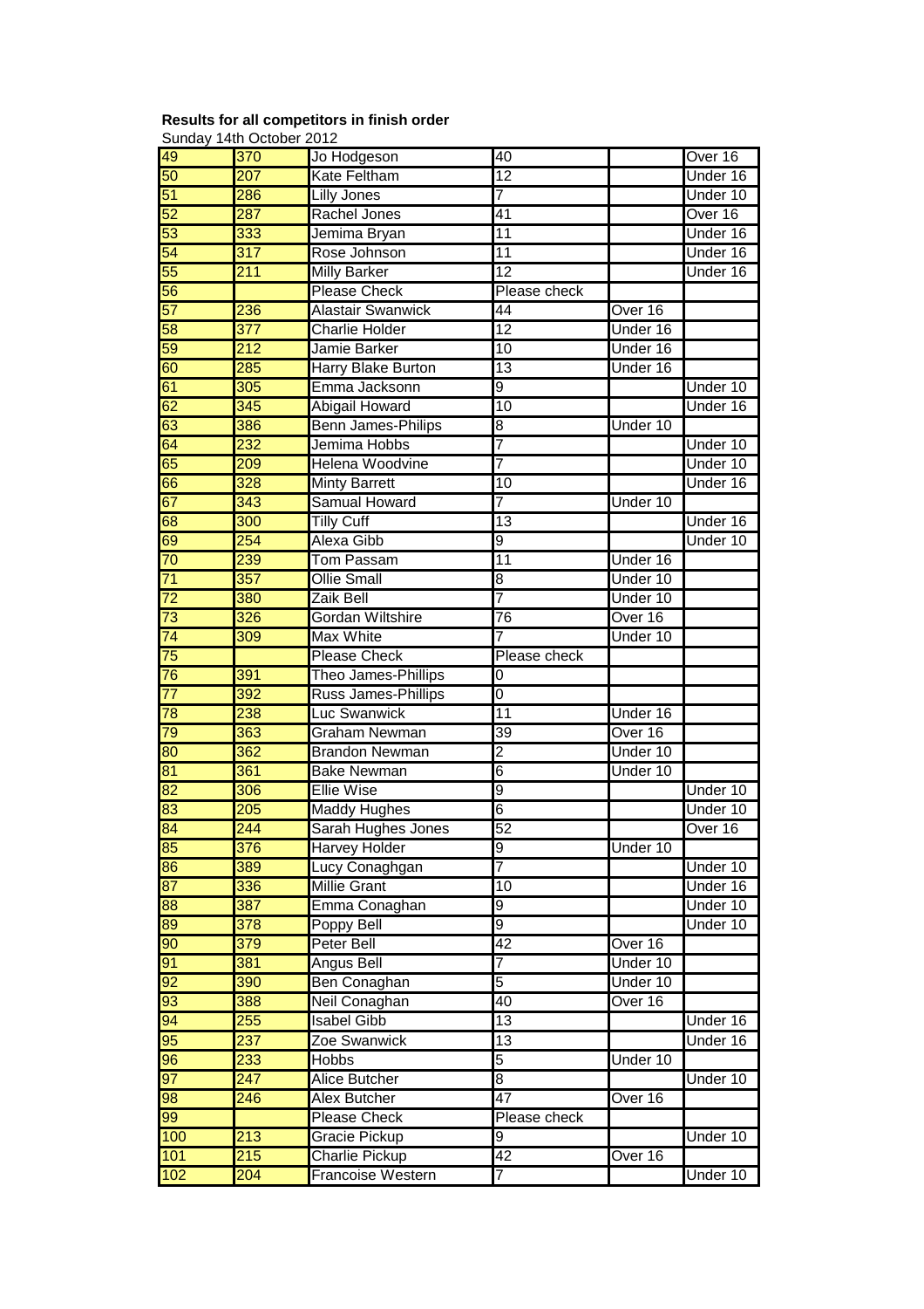**Results for all competitors in finish order**

Sunday 14th October 2012

| | | | | | |
|---|---|---|---|---|---|
| 49 | 370 | Jo Hodgeson | 40 | | Over 16 |
| 50 | 207 | Kate Feltham | 12 | | Under 16 |
| 51 | 286 | Lilly Jones | 7 | | Under 10 |
| 52 | 287 | Rachel Jones | 41 | | Over 16 |
| 53 | 333 | Jemima Bryan | 11 | | Under 16 |
| 54 | 317 | Rose Johnson | 11 | | Under 16 |
| 55 | 211 | Milly Barker | 12 | | Under 16 |
| 56 | | Please Check | Please check | | |
| 57 | 236 | Alastair Swanwick | 44 | Over 16 | |
| 58 | 377 | Charlie Holder | 12 | Under 16 | |
| 59 | 212 | Jamie Barker | 10 | Under 16 | |
| 60 | 285 | Harry Blake Burton | 13 | Under 16 | |
| 61 | 305 | Emma Jacksonn | 9 | | Under 10 |
| 62 | 345 | Abigail Howard | 10 | | Under 16 |
| 63 | 386 | Benn James-Philips | 8 | Under 10 | |
| 64 | 232 | Jemima Hobbs | 7 | | Under 10 |
| 65 | 209 | Helena Woodvine | 7 | | Under 10 |
| 66 | 328 | Minty Barrett | 10 | | Under 16 |
| 67 | 343 | Samual Howard | 7 | Under 10 | |
| 68 | 300 | Tilly Cuff | 13 | | Under 16 |
| 69 | 254 | Alexa Gibb | 9 | | Under 10 |
| 70 | 239 | Tom Passam | 11 | Under 16 | |
| 71 | 357 | Ollie Small | 8 | Under 10 | |
| 72 | 380 | Zaik Bell | 7 | Under 10 | |
| 73 | 326 | Gordan Wiltshire | 76 | Over 16 | |
| 74 | 309 | Max White | 7 | Under 10 | |
| 75 | | Please Check | Please check | | |
| 76 | 391 | Theo James-Phillips | 0 | | |
| 77 | 392 | Russ James-Phillips | 0 | | |
| 78 | 238 | Luc Swanwick | 11 | Under 16 | |
| 79 | 363 | Graham Newman | 39 | Over 16 | |
| 80 | 362 | Brandon Newman | 2 | Under 10 | |
| 81 | 361 | Bake Newman | 6 | Under 10 | |
| 82 | 306 | Ellie Wise | 9 | | Under 10 |
| 83 | 205 | Maddy Hughes | 6 | | Under 10 |
| 84 | 244 | Sarah Hughes Jones | 52 | | Over 16 |
| 85 | 376 | Harvey Holder | 9 | Under 10 | |
| 86 | 389 | Lucy Conaghgan | 7 | | Under 10 |
| 87 | 336 | Millie Grant | 10 | | Under 16 |
| 88 | 387 | Emma Conaghan | 9 | | Under 10 |
| 89 | 378 | Poppy Bell | 9 | | Under 10 |
| 90 | 379 | Peter Bell | 42 | Over 16 | |
| 91 | 381 | Angus Bell | 7 | Under 10 | |
| 92 | 390 | Ben Conaghan | 5 | Under 10 | |
| 93 | 388 | Neil Conaghan | 40 | Over 16 | |
| 94 | 255 | Isabel Gibb | 13 | | Under 16 |
| 95 | 237 | Zoe Swanwick | 13 | | Under 16 |
| 96 | 233 | Hobbs | 5 | Under 10 | |
| 97 | 247 | Alice Butcher | 8 | | Under 10 |
| 98 | 246 | Alex Butcher | 47 | Over 16 | |
| 99 | | Please Check | Please check | | |
| 100 | 213 | Gracie Pickup | 9 | | Under 10 |
| 101 | 215 | Charlie Pickup | 42 | Over 16 | |
| 102 | 204 | Francoise Western | 7 | | Under 10 |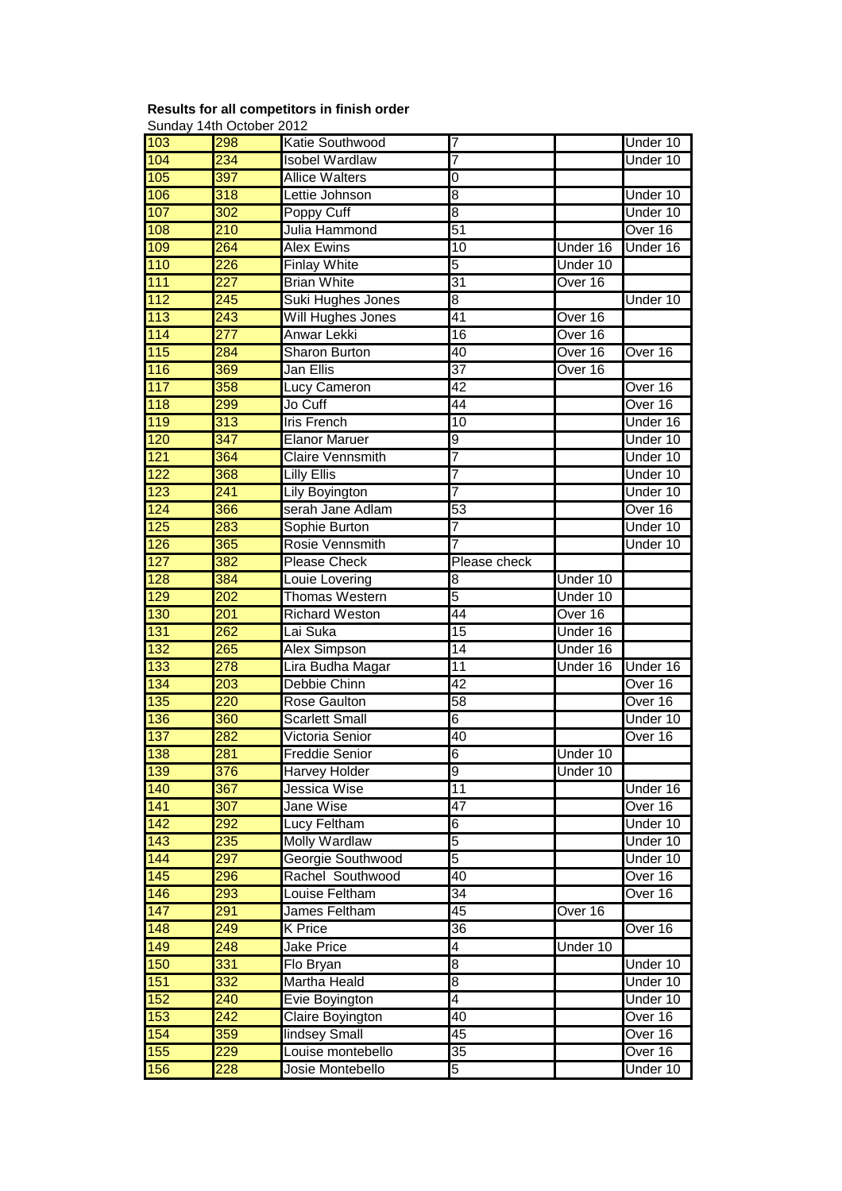**Results for all competitors in finish order**

Sunday 14th October 2012

| | | | | | |
|---|---|---|---|---|---|
| 103 | 298 | Katie Southwood | 7 | | Under 10 |
| 104 | 234 | Isobel Wardlaw | 7 | | Under 10 |
| 105 | 397 | Allice Walters | 0 | | |
| 106 | 318 | Lettie Johnson | 8 | | Under 10 |
| 107 | 302 | Poppy Cuff | 8 | | Under 10 |
| 108 | 210 | Julia Hammond | 51 | | Over 16 |
| 109 | 264 | Alex Ewins | 10 | Under 16 | Under 16 |
| 110 | 226 | Finlay White | 5 | Under 10 | |
| 111 | 227 | Brian White | 31 | Over 16 | |
| 112 | 245 | Suki Hughes Jones | 8 | | Under 10 |
| 113 | 243 | Will Hughes Jones | 41 | Over 16 | |
| 114 | 277 | Anwar Lekki | 16 | Over 16 | |
| 115 | 284 | Sharon Burton | 40 | Over 16 | Over 16 |
| 116 | 369 | Jan Ellis | 37 | Over 16 | |
| 117 | 358 | Lucy Cameron | 42 | | Over 16 |
| 118 | 299 | Jo Cuff | 44 | | Over 16 |
| 119 | 313 | Iris French | 10 | | Under 16 |
| 120 | 347 | Elanor Maruer | 9 | | Under 10 |
| 121 | 364 | Claire Vennsmith | 7 | | Under 10 |
| 122 | 368 | Lilly Ellis | 7 | | Under 10 |
| 123 | 241 | Lily Boyington | 7 | | Under 10 |
| 124 | 366 | serah Jane Adlam | 53 | | Over 16 |
| 125 | 283 | Sophie Burton | 7 | | Under 10 |
| 126 | 365 | Rosie Vennsmith | 7 | | Under 10 |
| 127 | 382 | Please Check | Please check | | |
| 128 | 384 | Louie Lovering | 8 | Under 10 | |
| 129 | 202 | Thomas Western | 5 | Under 10 | |
| 130 | 201 | Richard Weston | 44 | Over 16 | |
| 131 | 262 | Lai Suka | 15 | Under 16 | |
| 132 | 265 | Alex Simpson | 14 | Under 16 | |
| 133 | 278 | Lira Budha Magar | 11 | Under 16 | Under 16 |
| 134 | 203 | Debbie Chinn | 42 | | Over 16 |
| 135 | 220 | Rose Gaulton | 58 | | Over 16 |
| 136 | 360 | Scarlett Small | 6 | | Under 10 |
| 137 | 282 | Victoria Senior | 40 | | Over 16 |
| 138 | 281 | Freddie Senior | 6 | Under 10 | |
| 139 | 376 | Harvey Holder | 9 | Under 10 | |
| 140 | 367 | Jessica Wise | 11 | | Under 16 |
| 141 | 307 | Jane Wise | 47 | | Over 16 |
| 142 | 292 | Lucy Feltham | 6 | | Under 10 |
| 143 | 235 | Molly Wardlaw | 5 | | Under 10 |
| 144 | 297 | Georgie Southwood | 5 | | Under 10 |
| 145 | 296 | Rachel Southwood | 40 | | Over 16 |
| 146 | 293 | Louise Feltham | 34 | | Over 16 |
| 147 | 291 | James Feltham | 45 | Over 16 | |
| 148 | 249 | K Price | 36 | | Over 16 |
| 149 | 248 | Jake Price | 4 | Under 10 | |
| 150 | 331 | Flo Bryan | 8 | | Under 10 |
| 151 | 332 | Martha Heald | 8 | | Under 10 |
| 152 | 240 | Evie Boyington | 4 | | Under 10 |
| 153 | 242 | Claire Boyington | 40 | | Over 16 |
| 154 | 359 | lindsey Small | 45 | | Over 16 |
| 155 | 229 | Louise montebello | 35 | | Over 16 |
| 156 | 228 | Josie Montebello | 5 | | Under 10 |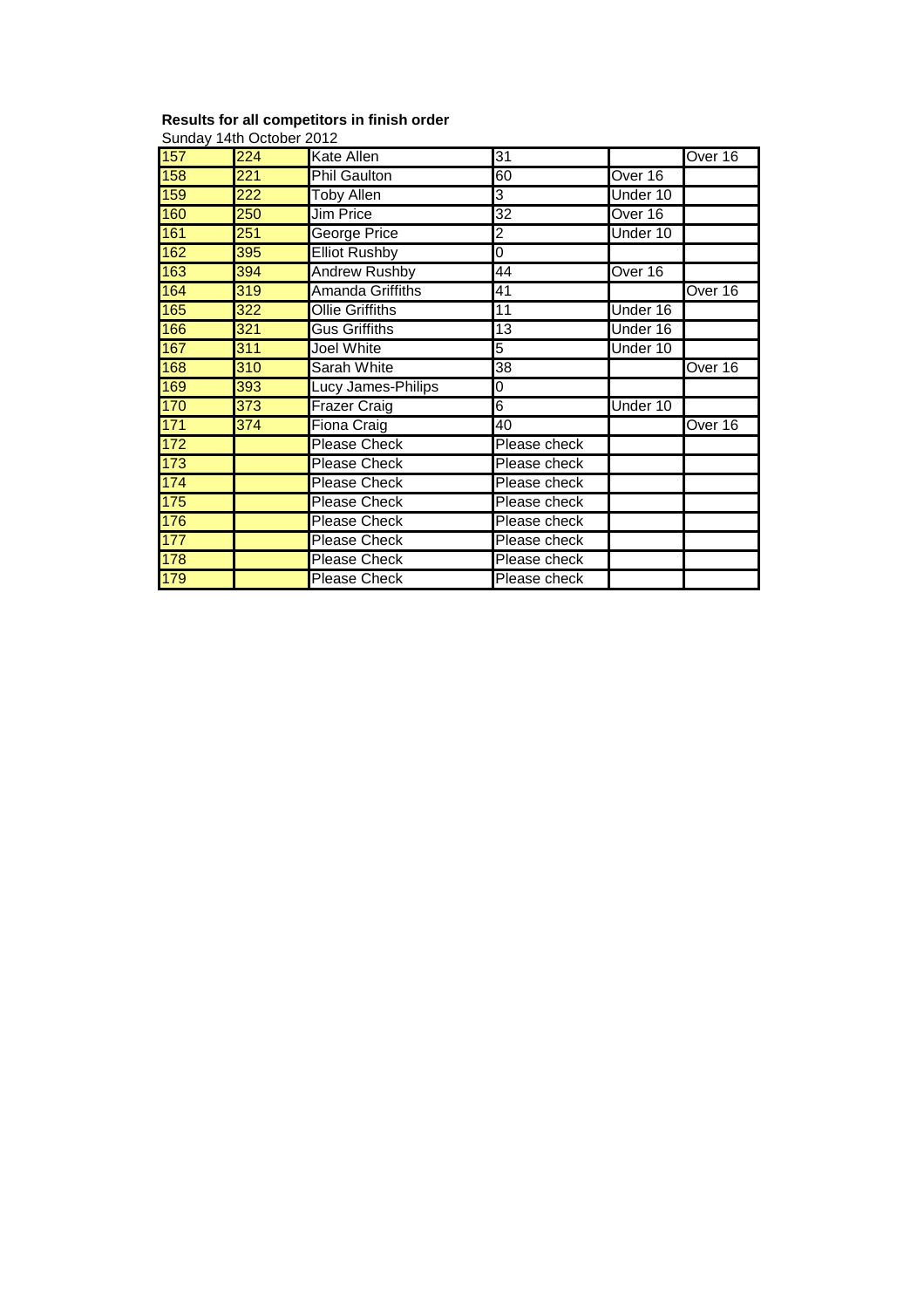**Results for all competitors in finish order**

Sunday 14th October 2012

| | | | | | |
|---|---|---|---|---|---|
| 157 | 224 | Kate Allen | 31 | | Over 16 |
| 158 | 221 | Phil Gaulton | 60 | Over 16 | |
| 159 | 222 | Toby Allen | 3 | Under 10 | |
| 160 | 250 | Jim Price | 32 | Over 16 | |
| 161 | 251 | George Price | 2 | Under 10 | |
| 162 | 395 | Elliot Rushby | 0 | | |
| 163 | 394 | Andrew Rushby | 44 | Over 16 | |
| 164 | 319 | Amanda Griffiths | 41 | | Over 16 |
| 165 | 322 | Ollie Griffiths | 11 | Under 16 | |
| 166 | 321 | Gus Griffiths | 13 | Under 16 | |
| 167 | 311 | Joel White | 5 | Under 10 | |
| 168 | 310 | Sarah White | 38 | | Over 16 |
| 169 | 393 | Lucy James-Philips | 0 | | |
| 170 | 373 | Frazer Craig | 6 | Under 10 | |
| 171 | 374 | Fiona Craig | 40 | | Over 16 |
| 172 | | Please Check | Please check | | |
| 173 | | Please Check | Please check | | |
| 174 | | Please Check | Please check | | |
| 175 | | Please Check | Please check | | |
| 176 | | Please Check | Please check | | |
| 177 | | Please Check | Please check | | |
| 178 | | Please Check | Please check | | |
| 179 | | Please Check | Please check | | |